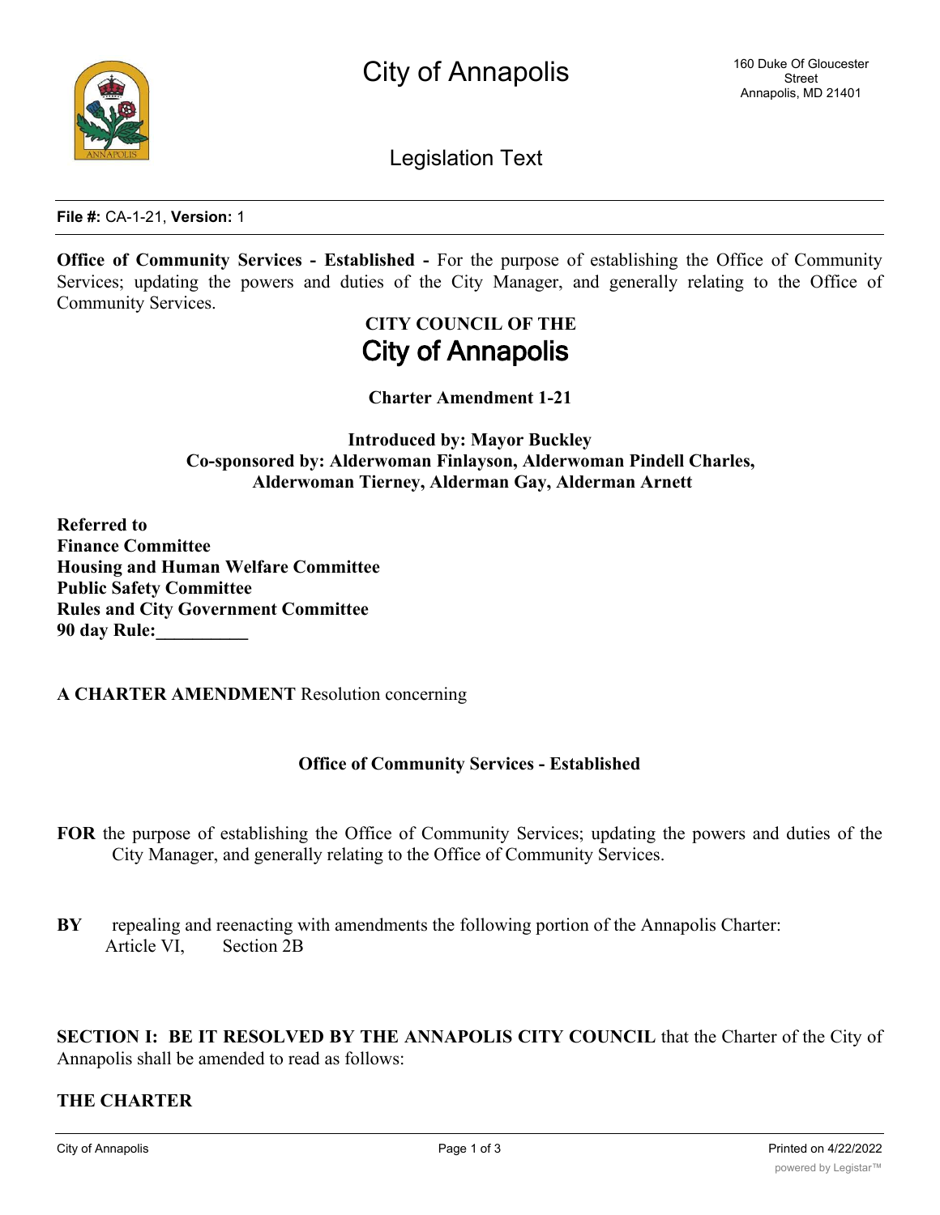# City of Annapolis

160 Duke Of Gloucester Street
Annapolis, MD 21401

## Legislation Text

**File #:** CA-1-21, **Version:** 1

**Office of Community Services - Established -** For the purpose of establishing the Office of Community Services; updating the powers and duties of the City Manager, and generally relating to the Office of Community Services.

**CITY COUNCIL OF THE**
**City of Annapolis**

**Charter Amendment 1-21**

**Introduced by: Mayor Buckley**
**Co-sponsored by: Alderwoman Finlayson, Alderwoman Pindell Charles, Alderwoman Tierney, Alderman Gay, Alderman Arnett**

**Referred to**
**Finance Committee**
**Housing and Human Welfare Committee**
**Public Safety Committee**
**Rules and City Government Committee**
**90 day Rule:__________**

**A CHARTER AMENDMENT** Resolution concerning

**Office of Community Services - Established**

**FOR** the purpose of establishing the Office of Community Services; updating the powers and duties of the City Manager, and generally relating to the Office of Community Services.

**BY** repealing and reenacting with amendments the following portion of the Annapolis Charter:
Article VI, Section 2B

**SECTION I: BE IT RESOLVED BY THE ANNAPOLIS CITY COUNCIL** that the Charter of the City of Annapolis shall be amended to read as follows:

**THE CHARTER**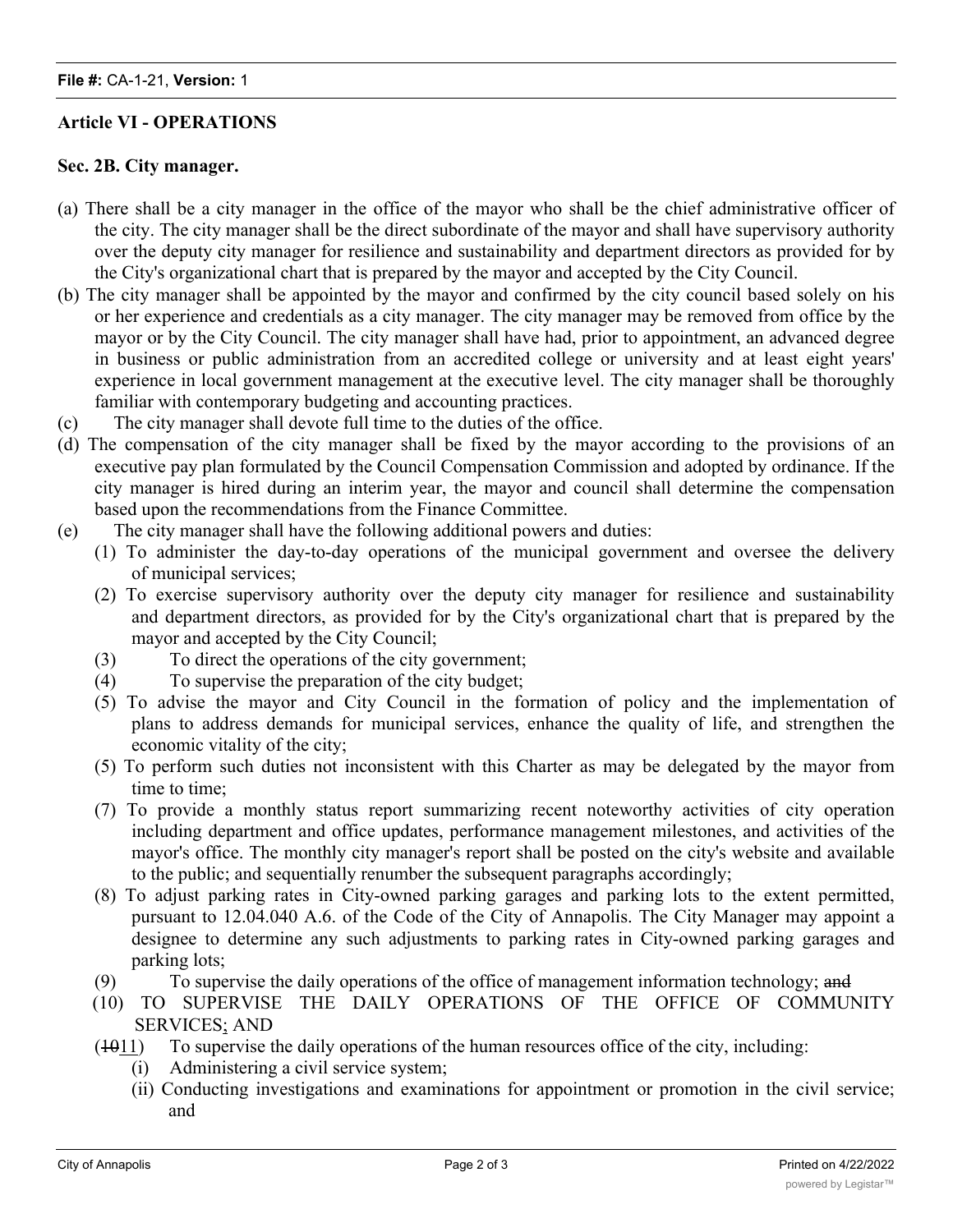## Article VI - OPERATIONS

### Sec. 2B. City manager.

(a) There shall be a city manager in the office of the mayor who shall be the chief administrative officer of the city. The city manager shall be the direct subordinate of the mayor and shall have supervisory authority over the deputy city manager for resilience and sustainability and department directors as provided for by the City's organizational chart that is prepared by the mayor and accepted by the City Council.

(b) The city manager shall be appointed by the mayor and confirmed by the city council based solely on his or her experience and credentials as a city manager. The city manager may be removed from office by the mayor or by the City Council. The city manager shall have had, prior to appointment, an advanced degree in business or public administration from an accredited college or university and at least eight years' experience in local government management at the executive level. The city manager shall be thoroughly familiar with contemporary budgeting and accounting practices.

(c) The city manager shall devote full time to the duties of the office.

(d) The compensation of the city manager shall be fixed by the mayor according to the provisions of an executive pay plan formulated by the Council Compensation Commission and adopted by ordinance. If the city manager is hired during an interim year, the mayor and council shall determine the compensation based upon the recommendations from the Finance Committee.

(e) The city manager shall have the following additional powers and duties:

(1) To administer the day-to-day operations of the municipal government and oversee the delivery of municipal services;

(2) To exercise supervisory authority over the deputy city manager for resilience and sustainability and department directors, as provided for by the City's organizational chart that is prepared by the mayor and accepted by the City Council;

(3) To direct the operations of the city government;

(4) To supervise the preparation of the city budget;

(5) To advise the mayor and City Council in the formation of policy and the implementation of plans to address demands for municipal services, enhance the quality of life, and strengthen the economic vitality of the city;

(5) To perform such duties not inconsistent with this Charter as may be delegated by the mayor from time to time;

(7) To provide a monthly status report summarizing recent noteworthy activities of city operation including department and office updates, performance management milestones, and activities of the mayor's office. The monthly city manager's report shall be posted on the city's website and available to the public; and sequentially renumber the subsequent paragraphs accordingly;

(8) To adjust parking rates in City-owned parking garages and parking lots to the extent permitted, pursuant to 12.04.040 A.6. of the Code of the City of Annapolis. The City Manager may appoint a designee to determine any such adjustments to parking rates in City-owned parking garages and parking lots;

(9) To supervise the daily operations of the office of management information technology; ~~and~~

(10) TO SUPERVISE THE DAILY OPERATIONS OF THE OFFICE OF COMMUNITY SERVICES; AND

(~~10~~11) To supervise the daily operations of the human resources office of the city, including:

(i) Administering a civil service system;

(ii) Conducting investigations and examinations for appointment or promotion in the civil service; and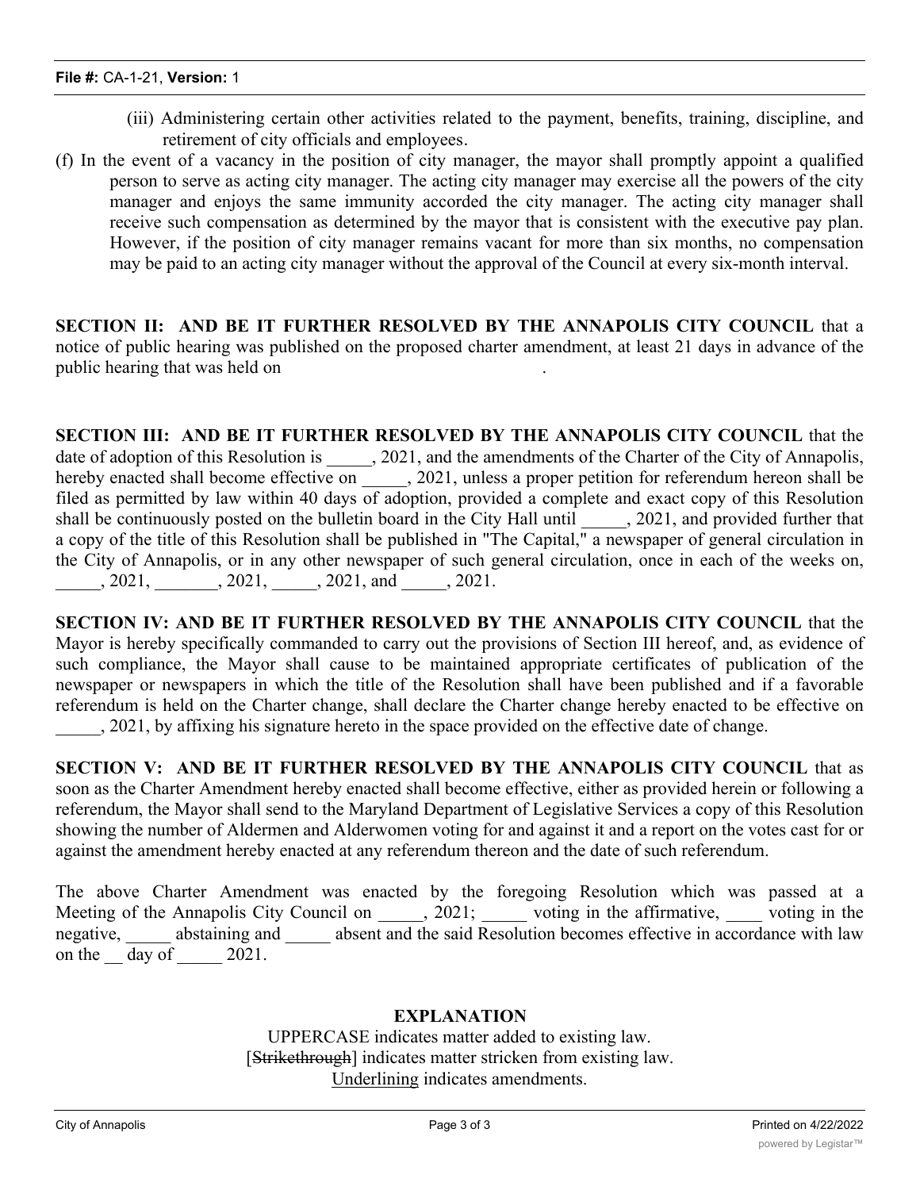(iii) Administering certain other activities related to the payment, benefits, training, discipline, and retirement of city officials and employees.

(f) In the event of a vacancy in the position of city manager, the mayor shall promptly appoint a qualified person to serve as acting city manager. The acting city manager may exercise all the powers of the city manager and enjoys the same immunity accorded the city manager. The acting city manager shall receive such compensation as determined by the mayor that is consistent with the executive pay plan. However, if the position of city manager remains vacant for more than six months, no compensation may be paid to an acting city manager without the approval of the Council at every six-month interval.

**SECTION II: AND BE IT FURTHER RESOLVED BY THE ANNAPOLIS CITY COUNCIL** that a notice of public hearing was published on the proposed charter amendment, at least 21 days in advance of the public hearing that was held on .

**SECTION III: AND BE IT FURTHER RESOLVED BY THE ANNAPOLIS CITY COUNCIL** that the date of adoption of this Resolution is _____, 2021, and the amendments of the Charter of the City of Annapolis, hereby enacted shall become effective on _____, 2021, unless a proper petition for referendum hereon shall be filed as permitted by law within 40 days of adoption, provided a complete and exact copy of this Resolution shall be continuously posted on the bulletin board in the City Hall until _____, 2021, and provided further that a copy of the title of this Resolution shall be published in "The Capital," a newspaper of general circulation in the City of Annapolis, or in any other newspaper of such general circulation, once in each of the weeks on, _____, 2021, _______, 2021, _____, 2021, and _____, 2021.

**SECTION IV: AND BE IT FURTHER RESOLVED BY THE ANNAPOLIS CITY COUNCIL** that the Mayor is hereby specifically commanded to carry out the provisions of Section III hereof, and, as evidence of such compliance, the Mayor shall cause to be maintained appropriate certificates of publication of the newspaper or newspapers in which the title of the Resolution shall have been published and if a favorable referendum is held on the Charter change, shall declare the Charter change hereby enacted to be effective on _____, 2021, by affixing his signature hereto in the space provided on the effective date of change.

**SECTION V: AND BE IT FURTHER RESOLVED BY THE ANNAPOLIS CITY COUNCIL** that as soon as the Charter Amendment hereby enacted shall become effective, either as provided herein or following a referendum, the Mayor shall send to the Maryland Department of Legislative Services a copy of this Resolution showing the number of Aldermen and Alderwomen voting for and against it and a report on the votes cast for or against the amendment hereby enacted at any referendum thereon and the date of such referendum.

The above Charter Amendment was enacted by the foregoing Resolution which was passed at a Meeting of the Annapolis City Council on _____, 2021; _____ voting in the affirmative, ____ voting in the negative, _____ abstaining and _____ absent and the said Resolution becomes effective in accordance with law on the __ day of _____ 2021.

**EXPLANATION**

UPPERCASE indicates matter added to existing law.

[~~Strikethrough~~] indicates matter stricken from existing law.

<u>Underlining</u> indicates amendments.